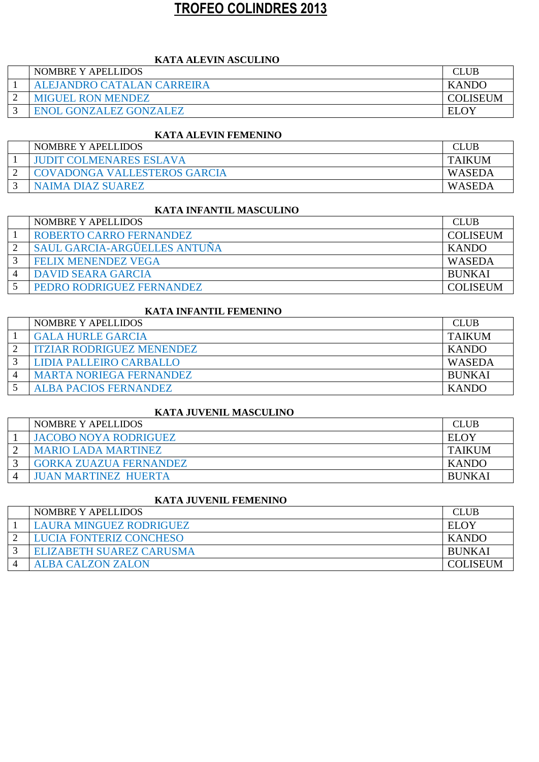# TROFEO COLINDRES 2013

### KATA ALEVIN ASCULINO

| | NOMBRE Y APELLIDOS | CLUB |
|---|---|---|
| 1 | ALEJANDRO CATALAN CARREIRA | KANDO |
| 2 | MIGUEL RON MENDEZ | COLISEUM |
| 3 | ENOL GONZALEZ GONZALEZ | ELOY |

### KATA ALEVIN FEMENINO

| | NOMBRE Y APELLIDOS | CLUB |
|---|---|---|
| 1 | JUDIT COLMENARES ESLAVA | TAIKUM |
| 2 | COVADONGA VALLESTEROS GARCIA | WASEDA |
| 3 | NAIMA DIAZ SUAREZ | WASEDA |

### KATA INFANTIL MASCULINO

| | NOMBRE Y APELLIDOS | CLUB |
|---|---|---|
| 1 | ROBERTO CARRO FERNANDEZ | COLISEUM |
| 2 | SAUL GARCIA-ARGÜELLES ANTUÑA | KANDO |
| 3 | FELIX MENENDEZ VEGA | WASEDA |
| 4 | DAVID SEARA GARCIA | BUNKAI |
| 5 | PEDRO RODRIGUEZ FERNANDEZ | COLISEUM |

### KATA INFANTIL FEMENINO

| | NOMBRE Y APELLIDOS | CLUB |
|---|---|---|
| 1 | GALA HURLE GARCIA | TAIKUM |
| 2 | ITZIAR RODRIGUEZ MENENDEZ | KANDO |
| 3 | LIDIA PALLEIRO CARBALLO | WASEDA |
| 4 | MARTA NORIEGA FERNANDEZ | BUNKAI |
| 5 | ALBA PACIOS FERNANDEZ | KANDO |

### KATA JUVENIL MASCULINO

| | NOMBRE Y APELLIDOS | CLUB |
|---|---|---|
| 1 | JACOBO NOYA RODRIGUEZ | ELOY |
| 2 | MARIO LADA MARTINEZ | TAIKUM |
| 3 | GORKA ZUAZUA FERNANDEZ | KANDO |
| 4 | JUAN MARTINEZ HUERTA | BUNKAI |

### KATA JUVENIL FEMENINO

| | NOMBRE Y APELLIDOS | CLUB |
|---|---|---|
| 1 | LAURA MINGUEZ RODRIGUEZ | ELOY |
| 2 | LUCIA FONTERIZ CONCHESO | KANDO |
| 3 | ELIZABETH SUAREZ CARUSMA | BUNKAI |
| 4 | ALBA CALZON ZALON | COLISEUM |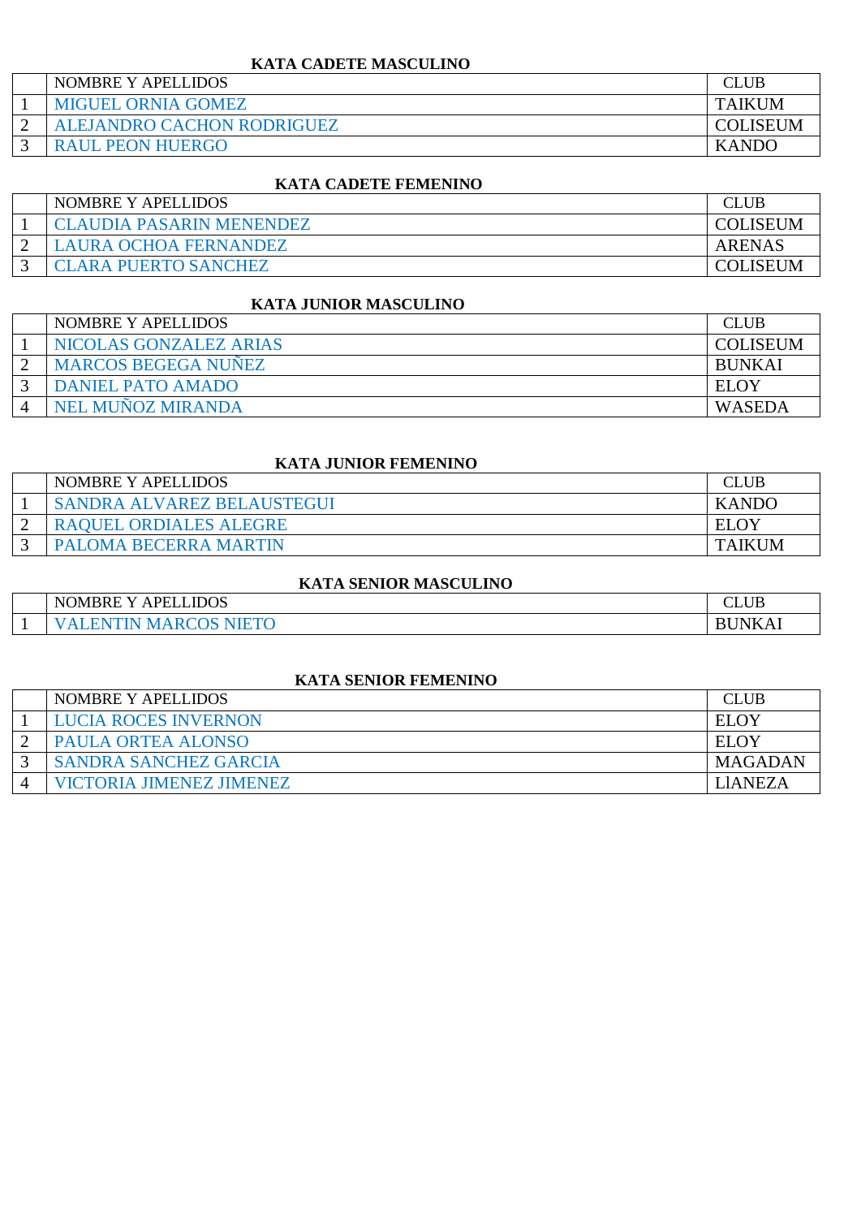**KATA CADETE MASCULINO**

| | NOMBRE Y APELLIDOS | CLUB |
|---|---|---|
| 1 | MIGUEL ORNIA GOMEZ | TAIKUM |
| 2 | ALEJANDRO CACHON RODRIGUEZ | COLISEUM |
| 3 | RAUL PEON HUERGO | KANDO |

**KATA CADETE FEMENINO**

| | NOMBRE Y APELLIDOS | CLUB |
|---|---|---|
| 1 | CLAUDIA PASARIN MENENDEZ | COLISEUM |
| 2 | LAURA OCHOA FERNANDEZ | ARENAS |
| 3 | CLARA PUERTO SANCHEZ | COLISEUM |

**KATA JUNIOR MASCULINO**

| | NOMBRE Y APELLIDOS | CLUB |
|---|---|---|
| 1 | NICOLAS GONZALEZ ARIAS | COLISEUM |
| 2 | MARCOS BEGEGA NUÑEZ | BUNKAI |
| 3 | DANIEL PATO AMADO | ELOY |
| 4 | NEL MUÑOZ MIRANDA | WASEDA |

**KATA JUNIOR FEMENINO**

| | NOMBRE Y APELLIDOS | CLUB |
|---|---|---|
| 1 | SANDRA ALVAREZ BELAUSTEGUI | KANDO |
| 2 | RAQUEL ORDIALES ALEGRE | ELOY |
| 3 | PALOMA BECERRA MARTIN | TAIKUM |

**KATA SENIOR MASCULINO**

| | NOMBRE Y APELLIDOS | CLUB |
|---|---|---|
| 1 | VALENTIN MARCOS NIETO | BUNKAI |

**KATA SENIOR FEMENINO**

| | NOMBRE Y APELLIDOS | CLUB |
|---|---|---|
| 1 | LUCIA ROCES INVERNON | ELOY |
| 2 | PAULA ORTEA ALONSO | ELOY |
| 3 | SANDRA SANCHEZ GARCIA | MAGADAN |
| 4 | VICTORIA JIMENEZ JIMENEZ | LlANEZA |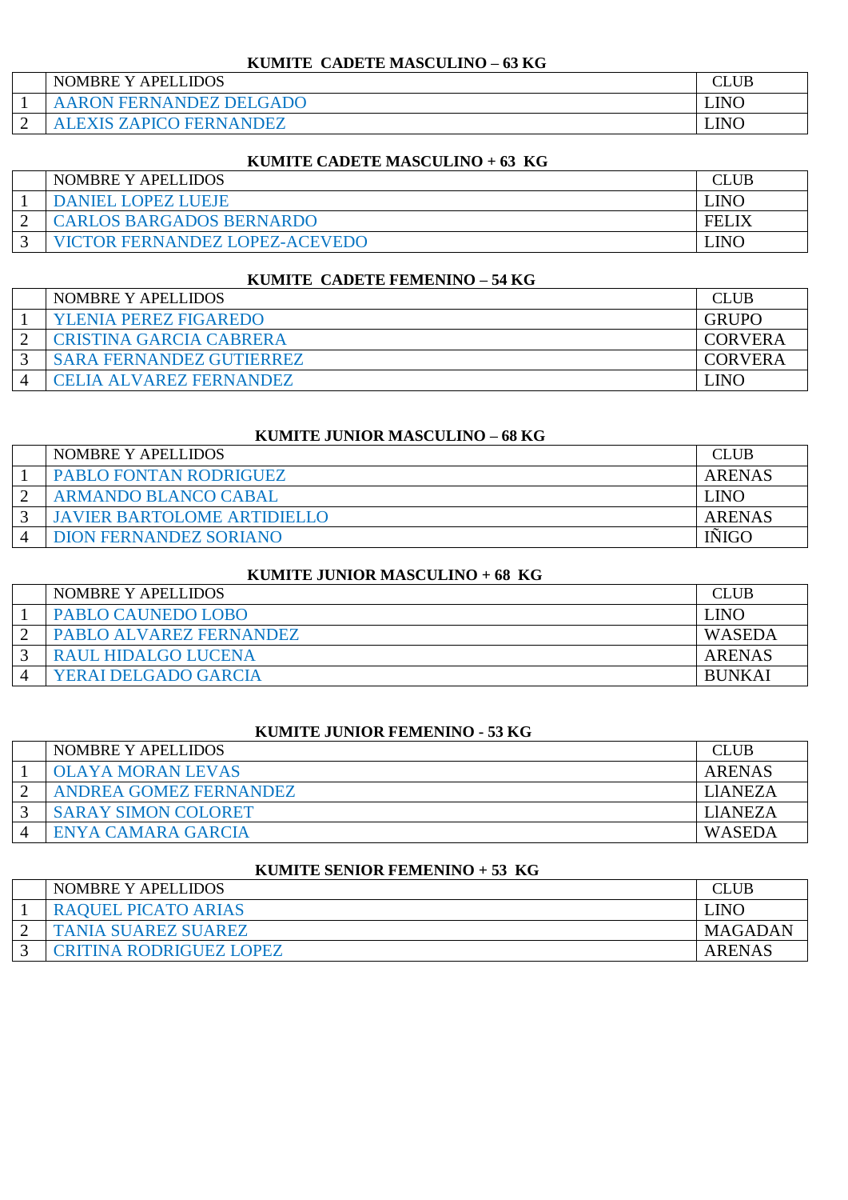### KUMITE CADETE MASCULINO – 63 KG

| | NOMBRE Y APELLIDOS | CLUB |
|---|---|---|
| 1 | AARON FERNANDEZ DELGADO | LINO |
| 2 | ALEXIS ZAPICO FERNANDEZ | LINO |

### KUMITE CADETE MASCULINO + 63 KG

| | NOMBRE Y APELLIDOS | CLUB |
|---|---|---|
| 1 | DANIEL LOPEZ LUEJE | LINO |
| 2 | CARLOS BARGADOS BERNARDO | FELIX |
| 3 | VICTOR FERNANDEZ LOPEZ-ACEVEDO | LINO |

### KUMITE CADETE FEMENINO – 54 KG

| | NOMBRE Y APELLIDOS | CLUB |
|---|---|---|
| 1 | YLENIA PEREZ FIGAREDO | GRUPO |
| 2 | CRISTINA GARCIA CABRERA | CORVERA |
| 3 | SARA FERNANDEZ GUTIERREZ | CORVERA |
| 4 | CELIA ALVAREZ FERNANDEZ | LINO |

### KUMITE JUNIOR MASCULINO – 68 KG

| | NOMBRE Y APELLIDOS | CLUB |
|---|---|---|
| 1 | PABLO FONTAN RODRIGUEZ | ARENAS |
| 2 | ARMANDO BLANCO CABAL | LINO |
| 3 | JAVIER BARTOLOME ARTIDIELLO | ARENAS |
| 4 | DION FERNANDEZ SORIANO | IÑIGO |

### KUMITE JUNIOR MASCULINO + 68 KG

| | NOMBRE Y APELLIDOS | CLUB |
|---|---|---|
| 1 | PABLO CAUNEDO LOBO | LINO |
| 2 | PABLO ALVAREZ FERNANDEZ | WASEDA |
| 3 | RAUL HIDALGO LUCENA | ARENAS |
| 4 | YERAI DELGADO GARCIA | BUNKAI |

### KUMITE JUNIOR FEMENINO - 53 KG

| | NOMBRE Y APELLIDOS | CLUB |
|---|---|---|
| 1 | OLAYA MORAN LEVAS | ARENAS |
| 2 | ANDREA GOMEZ FERNANDEZ | LIANEZA |
| 3 | SARAY SIMON COLORET | LIANEZA |
| 4 | ENYA CAMARA GARCIA | WASEDA |

### KUMITE SENIOR FEMENINO + 53 KG

| | NOMBRE Y APELLIDOS | CLUB |
|---|---|---|
| 1 | RAQUEL PICATO ARIAS | LINO |
| 2 | TANIA SUAREZ SUAREZ | MAGADAN |
| 3 | CRITINA RODRIGUEZ LOPEZ | ARENAS |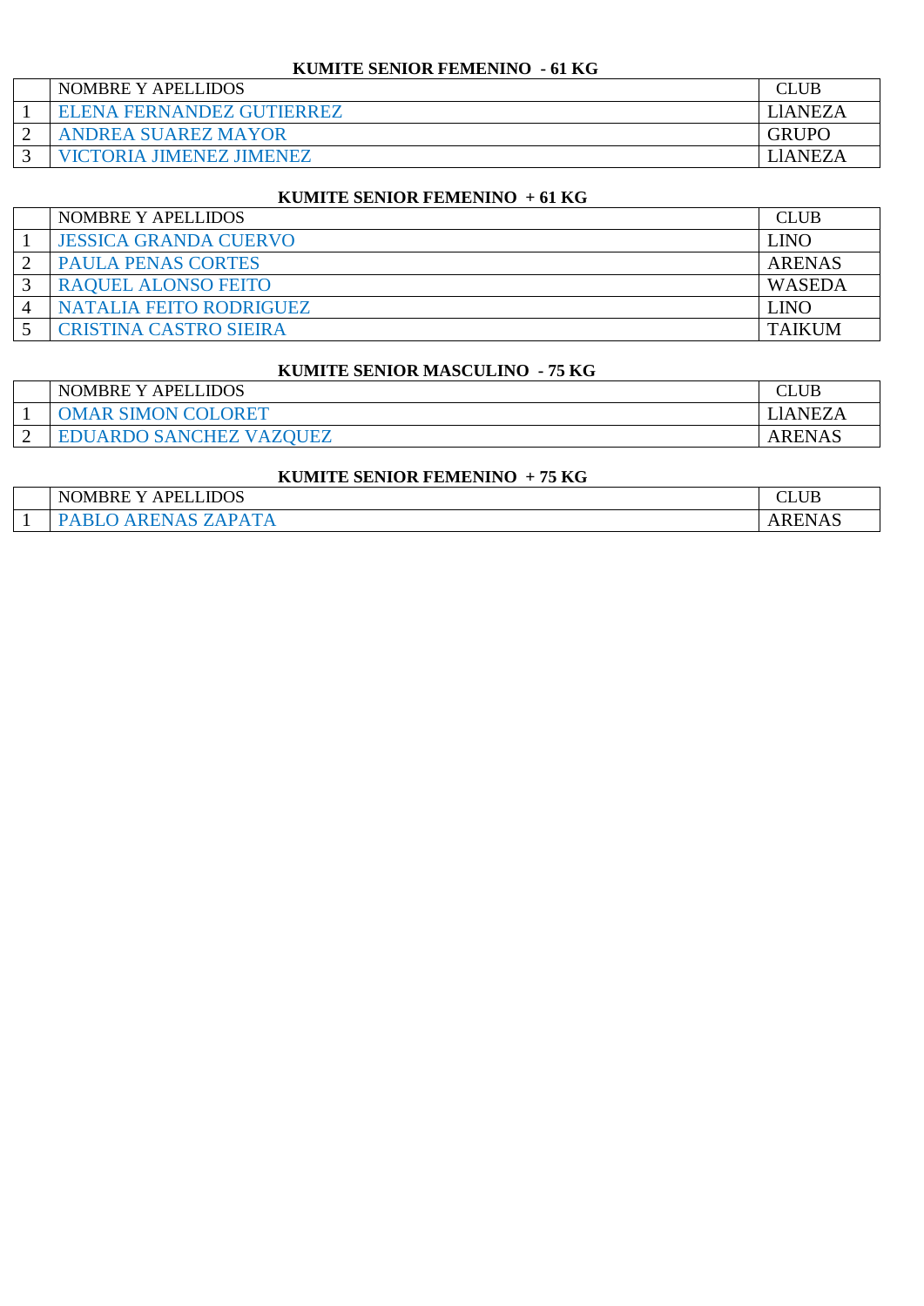**KUMITE SENIOR FEMENINO - 61 KG**

| | NOMBRE Y APELLIDOS | CLUB |
|---|---|---|
| 1 | ELENA FERNANDEZ GUTIERREZ | LlANEZA |
| 2 | ANDREA SUAREZ MAYOR | GRUPO |
| 3 | VICTORIA JIMENEZ JIMENEZ | LlANEZA |

**KUMITE SENIOR FEMENINO + 61 KG**

| | NOMBRE Y APELLIDOS | CLUB |
|---|---|---|
| 1 | JESSICA GRANDA CUERVO | LINO |
| 2 | PAULA PENAS CORTES | ARENAS |
| 3 | RAQUEL ALONSO FEITO | WASEDA |
| 4 | NATALIA FEITO RODRIGUEZ | LINO |
| 5 | CRISTINA CASTRO SIEIRA | TAIKUM |

**KUMITE SENIOR MASCULINO - 75 KG**

| | NOMBRE Y APELLIDOS | CLUB |
|---|---|---|
| 1 | OMAR SIMON COLORET | LlANEZA |
| 2 | EDUARDO SANCHEZ VAZQUEZ | ARENAS |

**KUMITE SENIOR FEMENINO + 75 KG**

| | NOMBRE Y APELLIDOS | CLUB |
|---|---|---|
| 1 | PABLO ARENAS ZAPATA | ARENAS |